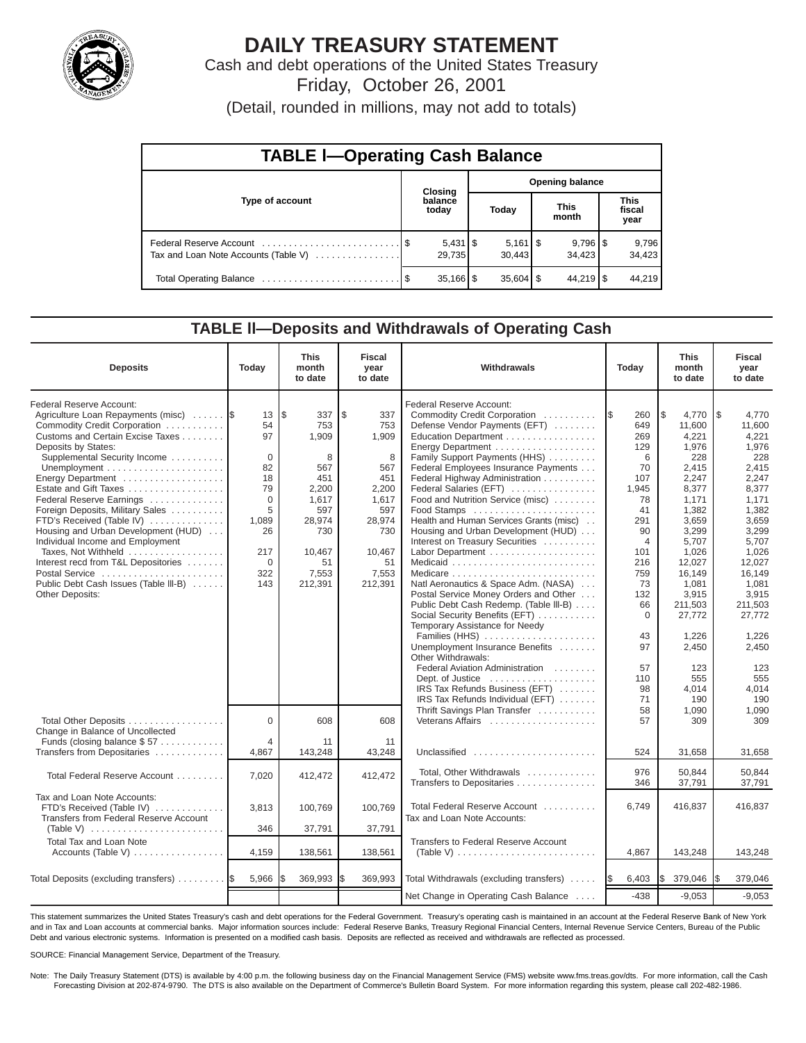# DAILY TREASURY STATEMENT

Cash and debt operations of the United States Treasury

Friday, October 26, 2001

(Detail, rounded in millions, may not add to totals)

## TABLE I—Operating Cash Balance

| Type of account | Closing balance today | Opening balance Today | Opening balance This month | Opening balance This fiscal year |
|---|---|---|---|---|
| Federal Reserve Account | $ 5,431 | $ 5,161 | $ 9,796 | $ 9,796 |
| Tax and Loan Note Accounts (Table V) | 29,735 | 30,443 | 34,423 | 34,423 |
| Total Operating Balance | $ 35,166 | $ 35,604 | $ 44,219 | $ 44,219 |

## TABLE II—Deposits and Withdrawals of Operating Cash

| Deposits | Today | This month to date | Fiscal year to date |
|---|---|---|---|
| Federal Reserve Account: | | | |
| Agriculture Loan Repayments (misc) | $ 13 | $ 337 | $ 337 |
| Commodity Credit Corporation | 54 | 753 | 753 |
| Customs and Certain Excise Taxes | 97 | 1,909 | 1,909 |
| Deposits by States: | | | |
| Supplemental Security Income | 0 | 8 | 8 |
| Unemployment | 82 | 567 | 567 |
| Energy Department | 18 | 451 | 451 |
| Estate and Gift Taxes | 79 | 2,200 | 2,200 |
| Federal Reserve Earnings | 0 | 1,617 | 1,617 |
| Foreign Deposits, Military Sales | 5 | 597 | 597 |
| FTD's Received (Table IV) | 1,089 | 28,974 | 28,974 |
| Housing and Urban Development (HUD) | 26 | 730 | 730 |
| Individual Income and Employment Taxes, Not Withheld | 217 | 10,467 | 10,467 |
| Interest recd from T&L Depositories | 0 | 51 | 51 |
| Postal Service | 322 | 7,553 | 7,553 |
| Public Debt Cash Issues (Table III-B) | 143 | 212,391 | 212,391 |
| Other Deposits: | | | |
| Total Other Deposits | 0 | 608 | 608 |
| Change in Balance of Uncollected Funds (closing balance $ 57) | 4 | 11 | 11 |
| Transfers from Depositaries | 4,867 | 143,248 | 43,248 |
| Total Federal Reserve Account | 7,020 | 412,472 | 412,472 |
| Tax and Loan Note Accounts: | | | |
| FTD's Received (Table IV) | 3,813 | 100,769 | 100,769 |
| Transfers from Federal Reserve Account (Table V) | 346 | 37,791 | 37,791 |
| Total Tax and Loan Note Accounts (Table V) | 4,159 | 138,561 | 138,561 |
| Total Deposits (excluding transfers) | $ 5,966 | $ 369,993 | $ 369,993 |

| Withdrawals | Today | This month to date | Fiscal year to date |
|---|---|---|---|
| Federal Reserve Account: | | | |
| Commodity Credit Corporation | $ 260 | $ 4,770 | $ 4,770 |
| Defense Vendor Payments (EFT) | 649 | 11,600 | 11,600 |
| Education Department | 269 | 4,221 | 4,221 |
| Energy Department | 129 | 1,976 | 1,976 |
| Family Support Payments (HHS) | 6 | 228 | 228 |
| Federal Employees Insurance Payments | 70 | 2,415 | 2,415 |
| Federal Highway Administration | 107 | 2,247 | 2,247 |
| Federal Salaries (EFT) | 1,945 | 8,377 | 8,377 |
| Food and Nutrition Service (misc) | 78 | 1,171 | 1,171 |
| Food Stamps | 41 | 1,382 | 1,382 |
| Health and Human Services Grants (misc) | 291 | 3,659 | 3,659 |
| Housing and Urban Development (HUD) | 90 | 3,299 | 3,299 |
| Interest on Treasury Securities | 4 | 5,707 | 5,707 |
| Labor Department | 101 | 1,026 | 1,026 |
| Medicaid | 216 | 12,027 | 12,027 |
| Medicare | 759 | 16,149 | 16,149 |
| Natl Aeronautics & Space Adm. (NASA) | 73 | 1,081 | 1,081 |
| Postal Service Money Orders and Other | 132 | 3,915 | 3,915 |
| Public Debt Cash Redemp. (Table III-B) | 66 | 211,503 | 211,503 |
| Social Security Benefits (EFT) | 0 | 27,772 | 27,772 |
| Temporary Assistance for Needy Families (HHS) | 43 | 1,226 | 1,226 |
| Unemployment Insurance Benefits | 97 | 2,450 | 2,450 |
| Other Withdrawals: | | | |
| Federal Aviation Administration | 57 | 123 | 123 |
| Dept. of Justice | 110 | 555 | 555 |
| IRS Tax Refunds Business (EFT) | 98 | 4,014 | 4,014 |
| IRS Tax Refunds Individual (EFT) | 71 | 190 | 190 |
| Thrift Savings Plan Transfer | 58 | 1,090 | 1,090 |
| Veterans Affairs | 57 | 309 | 309 |
| Unclassified | 524 | 31,658 | 31,658 |
| Total, Other Withdrawals | 976 | 50,844 | 50,844 |
| Transfers to Depositaries | 346 | 37,791 | 37,791 |
| Total Federal Reserve Account | 6,749 | 416,837 | 416,837 |
| Tax and Loan Note Accounts: | | | |
| Transfers to Federal Reserve Account (Table V) | 4,867 | 143,248 | 143,248 |
| Total Withdrawals (excluding transfers) | $ 6,403 | $ 379,046 | $ 379,046 |
| Net Change in Operating Cash Balance | -438 | -9,053 | -9,053 |

This statement summarizes the United States Treasury's cash and debt operations for the Federal Government. Treasury's operating cash is maintained in an account at the Federal Reserve Bank of New York and in Tax and Loan accounts at commercial banks. Major information sources include: Federal Reserve Banks, Treasury Regional Financial Centers, Internal Revenue Service Centers, Bureau of the Public Debt and various electronic systems. Information is presented on a modified cash basis. Deposits are reflected as received and withdrawals are reflected as processed.

SOURCE: Financial Management Service, Department of the Treasury.

Note: The Daily Treasury Statement (DTS) is available by 4:00 p.m. the following business day on the Financial Management Service (FMS) website www.fms.treas.gov/dts. For more information, call the Cash Forecasting Division at 202-874-9790. The DTS is also available on the Department of Commerce's Bulletin Board System. For more information regarding this system, please call 202-482-1986.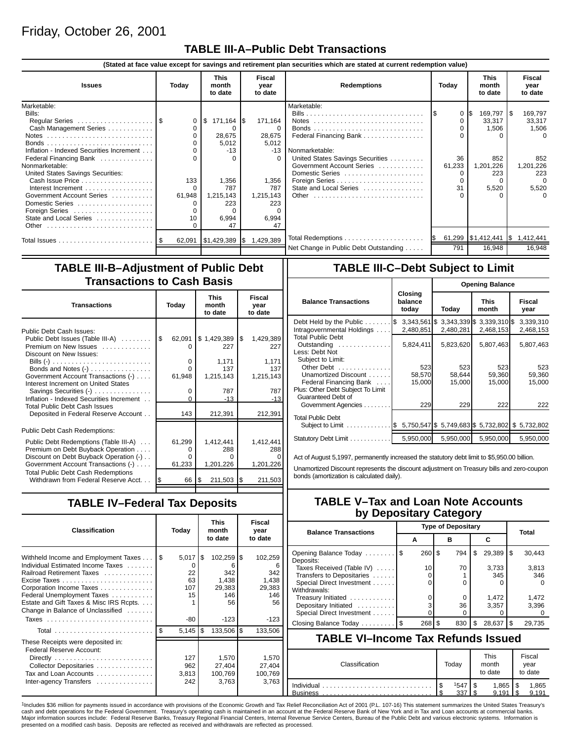Friday, October 26, 2001

## TABLE III-A–Public Debt Transactions

(Stated at face value except for savings and retirement plan securities which are stated at current redemption value)

| Issues | Today | This month to date | Fiscal year to date |
|---|---|---|---|
| Marketable: | | | |
| Bills: | | | |
| Regular Series | $ 0 | $ 171,164 | $ 171,164 |
| Cash Management Series | 0 | 0 | 0 |
| Notes | 0 | 28,675 | 28,675 |
| Bonds | 0 | 5,012 | 5,012 |
| Inflation - Indexed Securities Increment | 0 | -13 | -13 |
| Federal Financing Bank | 0 | 0 | 0 |
| Nonmarketable: | | | |
| United States Savings Securities: | | | |
| Cash Issue Price | 133 | 1,356 | 1,356 |
| Interest Increment | 0 | 787 | 787 |
| Government Account Series | 61,948 | 1,215,143 | 1,215,143 |
| Domestic Series | 0 | 223 | 223 |
| Foreign Series | 0 | 0 | 0 |
| State and Local Series | 10 | 6,994 | 6,994 |
| Other | 0 | 47 | 47 |
| Total Issues | $ 62,091 | $1,429,389 | $ 1,429,389 |

| Redemptions | Today | This month to date | Fiscal year to date |
|---|---|---|---|
| Marketable: | | | |
| Bills | $ 0 | $ 169,797 | $ 169,797 |
| Notes | 0 | 33,317 | 33,317 |
| Bonds | 0 | 1,506 | 1,506 |
| Federal Financing Bank | 0 | 0 | 0 |
| Nonmarketable: | | | |
| United States Savings Securities | 36 | 852 | 852 |
| Government Account Series | 61,233 | 1,201,226 | 1,201,226 |
| Domestic Series | 0 | 223 | 223 |
| Foreign Series | 0 | 0 | 0 |
| State and Local Series | 31 | 5,520 | 5,520 |
| Other | 0 | 0 | 0 |
| Total Redemptions | $ 61,299 | $1,412,441 | $ 1,412,441 |
| Net Change in Public Debt Outstanding | 791 | 16,948 | 16,948 |

## TABLE III-B–Adjustment of Public Debt Transactions to Cash Basis

| Transactions | Today | This month to date | Fiscal year to date |
|---|---|---|---|
| Public Debt Cash Issues: | | | |
| Public Debt Issues (Table III-A) | $ 62,091 | $ 1,429,389 | $ 1,429,389 |
| Premium on New Issues | 0 | 227 | 227 |
| Discount on New Issues: | | | |
| Bills (-) | 0 | 1,171 | 1,171 |
| Bonds and Notes (-) | 0 | 137 | 137 |
| Government Account Transactions (-) | 61,948 | 1,215,143 | 1,215,143 |
| Interest Increment on United States Savings Securities (-) | 0 | 787 | 787 |
| Inflation - Indexed Securities Increment | 0 | -13 | -13 |
| Total Public Debt Cash Issues Deposited in Federal Reserve Account | 143 | 212,391 | 212,391 |
| Public Debt Cash Redemptions: | | | |
| Public Debt Redemptions (Table III-A) | 61,299 | 1,412,441 | 1,412,441 |
| Premium on Debt Buyback Operation | 0 | 288 | 288 |
| Discount on Debt Buyback Operation (-) | 0 | 0 | 0 |
| Government Account Transactions (-) | 61,233 | 1,201,226 | 1,201,226 |
| Total Public Debt Cash Redemptions Withdrawn from Federal Reserve Acct. | $ 66 | $ 211,503 | $ 211,503 |

## TABLE III-C–Debt Subject to Limit

| Balance Transactions | Closing balance today | Opening Balance Today | Opening Balance This month | Opening Balance Fiscal year |
|---|---|---|---|---|
| Debt Held by the Public | $ 3,343,561 | $ 3,343,339 | $ 3,339,310 | $ 3,339,310 |
| Intragovernmental Holdings | 2,480,851 | 2,480,281 | 2,468,153 | 2,468,153 |
| Total Public Debt Outstanding | 5,824,411 | 5,823,620 | 5,807,463 | 5,807,463 |
| Less: Debt Not Subject to Limit: | | | | |
| Other Debt | 523 | 523 | 523 | 523 |
| Unamortized Discount | 58,570 | 58,644 | 59,360 | 59,360 |
| Federal Financing Bank | 15,000 | 15,000 | 15,000 | 15,000 |
| Plus: Other Debt Subject to Limit Guaranteed Debt of Government Agencies | 229 | 229 | 222 | 222 |
| Total Public Debt Subject to Limit | $ 5,750,547 | $ 5,749,683 | $ 5,732,802 | $ 5,732,802 |
| Statutory Debt Limit | 5,950,000 | 5,950,000 | 5,950,000 | 5,950,000 |

Act of August 5,1997, permanently increased the statutory debt limit to $5,950.00 billion.

Unamortized Discount represents the discount adjustment on Treasury bills and zero-coupon bonds (amortization is calculated daily).

## TABLE IV–Federal Tax Deposits

| Classification | Today | This month to date | Fiscal year to date |
|---|---|---|---|
| Withheld Income and Employment Taxes | $ 5,017 | $ 102,259 | $ 102,259 |
| Individual Estimated Income Taxes | 0 | 6 | 6 |
| Railroad Retirement Taxes | 22 | 342 | 342 |
| Excise Taxes | 63 | 1,438 | 1,438 |
| Corporation Income Taxes | 107 | 29,383 | 29,383 |
| Federal Unemployment Taxes | 15 | 146 | 146 |
| Estate and Gift Taxes & Misc IRS Rcpts. | 1 | 56 | 56 |
| Change in Balance of Unclassified Taxes | -80 | -123 | -123 |
| Total | $ 5,145 | $ 133,506 | $ 133,506 |
| These Receipts were deposited in: | | | |
| Federal Reserve Account: | | | |
| Directly | 127 | 1,570 | 1,570 |
| Collector Depositaries | 962 | 27,404 | 27,404 |
| Tax and Loan Accounts | 3,813 | 100,769 | 100,769 |
| Inter-agency Transfers | 242 | 3,763 | 3,763 |

## TABLE V–Tax and Loan Note Accounts by Depositary Category

| Balance Transactions | Type of Depositary A | B | C | Total |
|---|---|---|---|---|
| Opening Balance Today | $ 260 | $ 794 | $ 29,389 | $ 30,443 |
| Deposits: | | | | |
| Taxes Received (Table IV) | 10 | 70 | 3,733 | 3,813 |
| Transfers to Depositaries | 0 | 1 | 345 | 346 |
| Special Direct Investment | 0 | 0 | 0 | 0 |
| Withdrawals: | | | | |
| Treasury Initiated | 0 | 0 | 1,472 | 1,472 |
| Depositary Initiated | 3 | 36 | 3,357 | 3,396 |
| Special Direct Investment | 0 | 0 | 0 | 0 |
| Closing Balance Today | $ 268 | $ 830 | $ 28,637 | $ 29,735 |

## TABLE VI–Income Tax Refunds Issued

| Classification | Today | This month to date | Fiscal year to date |
|---|---|---|---|
| Individual | $ [1]547 | $ 1,865 | $ 1,865 |
| Business | $ 337 | $ 9,191 | $ 9,191 |

[1]Includes $36 million for payments issued in accordance with provisions of the Economic Growth and Tax Relief Reconciliation Act of 2001 (P.L. 107-16) This statement summarizes the United States Treasury's cash and debt operations for the Federal Government. Treasury's operating cash is maintained in an account at the Federal Reserve Bank of New York and in Tax and Loan accounts at commercial banks. Major information sources include: Federal Reserve Banks, Treasury Regional Financial Centers, Internal Revenue Service Centers, Bureau of the Public Debt and various electronic systems. Information is presented on a modified cash basis. Deposits are reflected as received and withdrawals are reflected as processed.